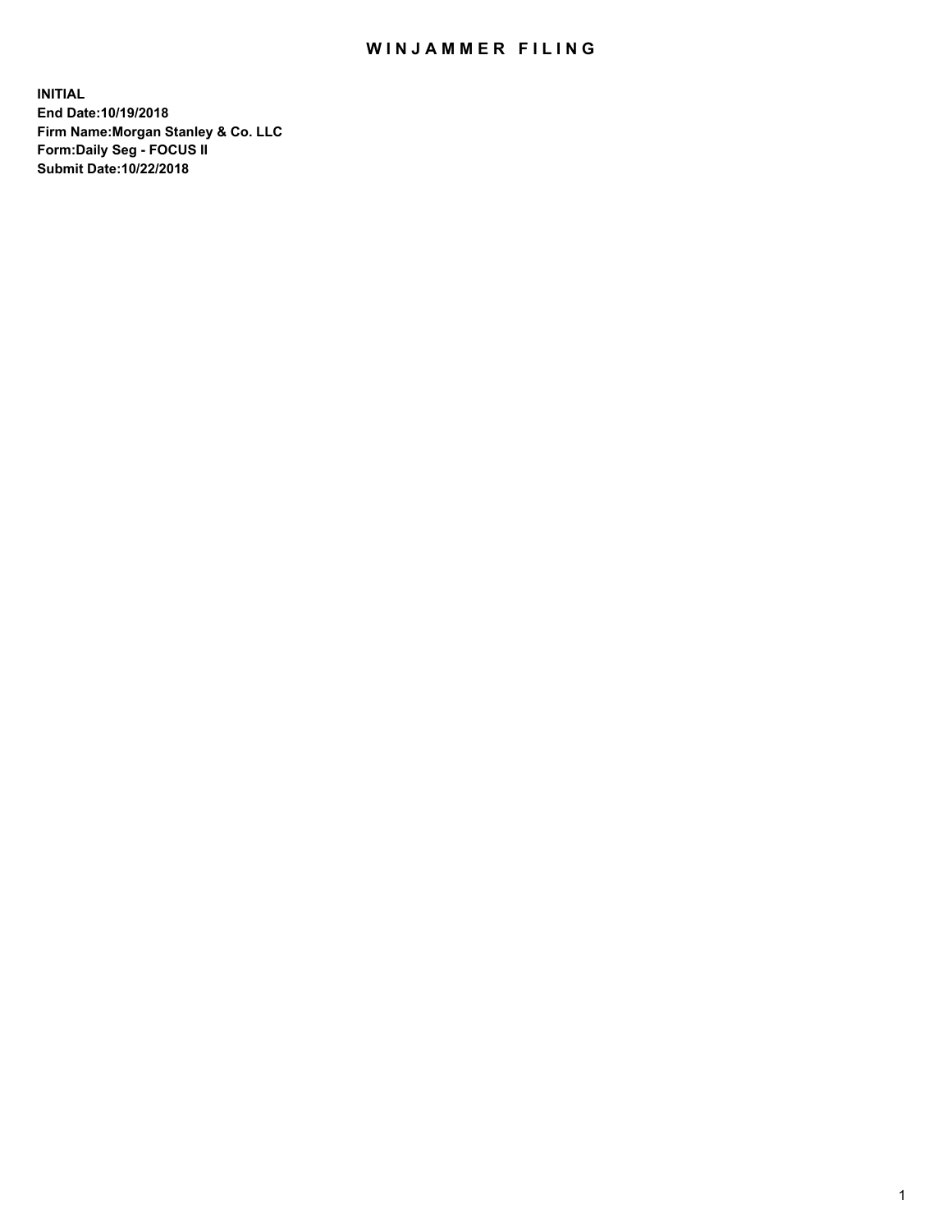# WINJAMMER FILING

**INITIAL**
**End Date:10/19/2018**
**Firm Name:Morgan Stanley & Co. LLC**
**Form:Daily Seg - FOCUS II**
**Submit Date:10/22/2018**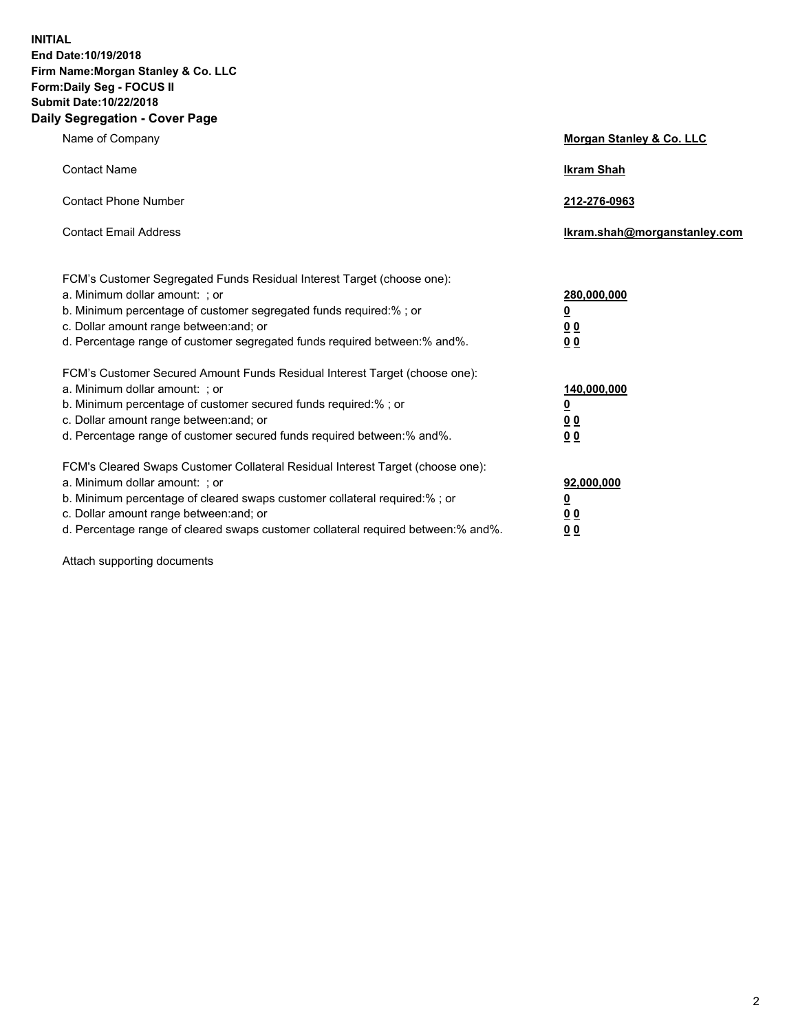**INITIAL**
**End Date:10/19/2018**
**Firm Name:Morgan Stanley & Co. LLC**
**Form:Daily Seg - FOCUS II**
**Submit Date:10/22/2018**

## Daily Segregation - Cover Page

| | |
|---|---|
| Name of Company | **Morgan Stanley & Co. LLC** |
| Contact Name | **Ikram Shah** |
| Contact Phone Number | **212-276-0963** |
| Contact Email Address | **Ikram.shah@morganstanley.com** |

| | |
|---|---|
| FCM's Customer Segregated Funds Residual Interest Target (choose one): | |
| a. Minimum dollar amount: ; or | **280,000,000** |
| b. Minimum percentage of customer segregated funds required:% ; or | **0** |
| c. Dollar amount range between:and; or | **0 0** |
| d. Percentage range of customer segregated funds required between:% and%. | **0 0** |
| FCM's Customer Secured Amount Funds Residual Interest Target (choose one): | |
| a. Minimum dollar amount: ; or | **140,000,000** |
| b. Minimum percentage of customer secured funds required:% ; or | **0** |
| c. Dollar amount range between:and; or | **0 0** |
| d. Percentage range of customer secured funds required between:% and%. | **0 0** |
| FCM's Cleared Swaps Customer Collateral Residual Interest Target (choose one): | |
| a. Minimum dollar amount: ; or | **92,000,000** |
| b. Minimum percentage of cleared swaps customer collateral required:% ; or | **0** |
| c. Dollar amount range between:and; or | **0 0** |
| d. Percentage range of cleared swaps customer collateral required between:% and%. | **0 0** |

Attach supporting documents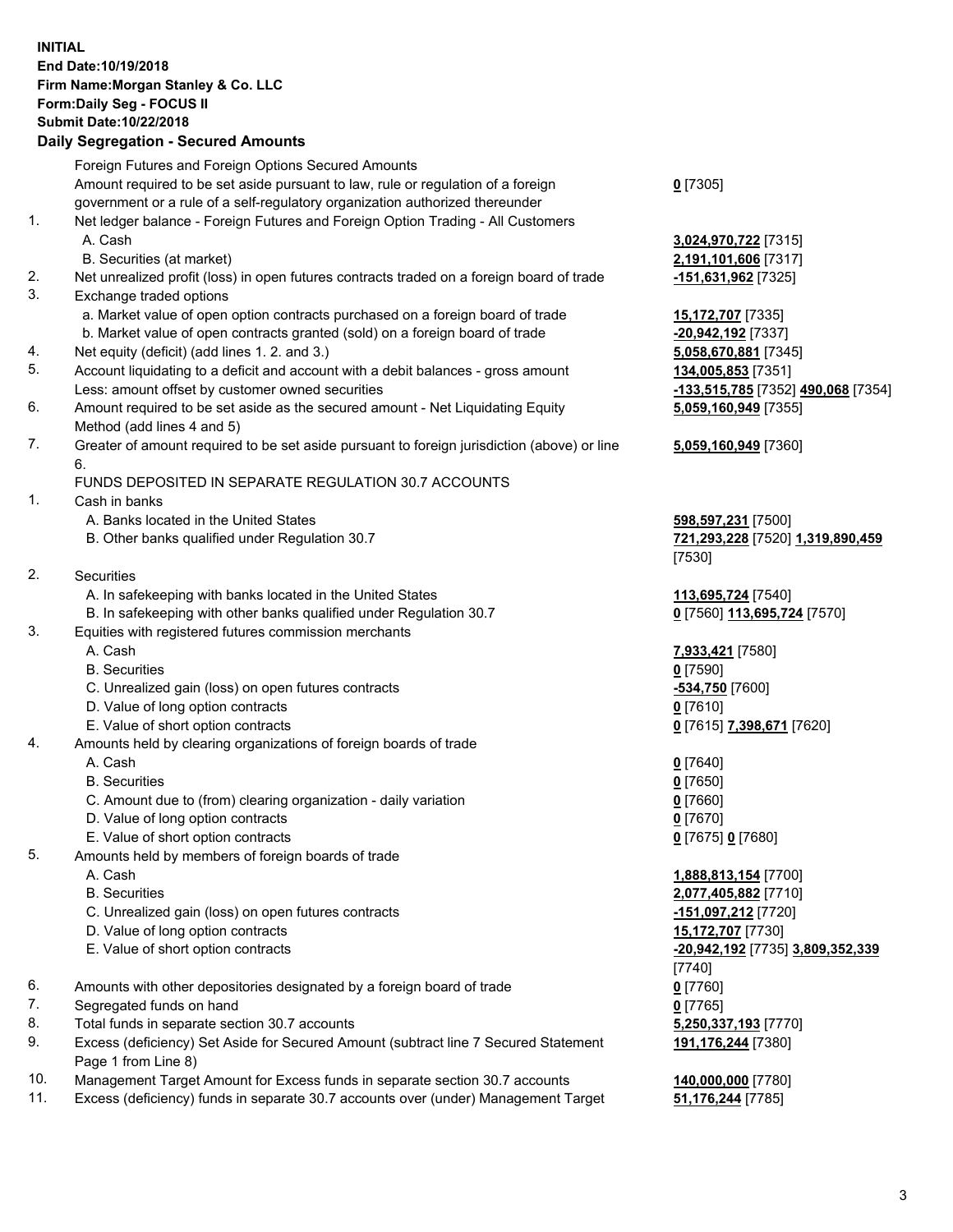**INITIAL**
**End Date:10/19/2018**
**Firm Name:Morgan Stanley & Co. LLC**
**Form:Daily Seg - FOCUS II**
**Submit Date:10/22/2018**

## Daily Segregation - Secured Amounts

| | | |
|---|---|---|
| | Foreign Futures and Foreign Options Secured Amounts | |
| | Amount required to be set aside pursuant to law, rule or regulation of a foreign government or a rule of a self-regulatory organization authorized thereunder | **0** [7305] |
| 1. | Net ledger balance - Foreign Futures and Foreign Option Trading - All Customers | |
| | A. Cash | **3,024,970,722** [7315] |
| | B. Securities (at market) | **2,191,101,606** [7317] |
| 2. | Net unrealized profit (loss) in open futures contracts traded on a foreign board of trade | **-151,631,962** [7325] |
| 3. | Exchange traded options | |
| | a. Market value of open option contracts purchased on a foreign board of trade | **15,172,707** [7335] |
| | b. Market value of open contracts granted (sold) on a foreign board of trade | **-20,942,192** [7337] |
| 4. | Net equity (deficit) (add lines 1. 2. and 3.) | **5,058,670,881** [7345] |
| 5. | Account liquidating to a deficit and account with a debit balances - gross amount | **134,005,853** [7351] |
| | Less: amount offset by customer owned securities | **-133,515,785** [7352] **490,068** [7354] |
| 6. | Amount required to be set aside as the secured amount - Net Liquidating Equity Method (add lines 4 and 5) | **5,059,160,949** [7355] |
| 7. | Greater of amount required to be set aside pursuant to foreign jurisdiction (above) or line 6. | **5,059,160,949** [7360] |
| | FUNDS DEPOSITED IN SEPARATE REGULATION 30.7 ACCOUNTS | |
| 1. | Cash in banks | |
| | A. Banks located in the United States | **598,597,231** [7500] |
| | B. Other banks qualified under Regulation 30.7 | **721,293,228** [7520] **1,319,890,459** [7530] |
| 2. | Securities | |
| | A. In safekeeping with banks located in the United States | **113,695,724** [7540] |
| | B. In safekeeping with other banks qualified under Regulation 30.7 | **0** [7560] **113,695,724** [7570] |
| 3. | Equities with registered futures commission merchants | |
| | A. Cash | **7,933,421** [7580] |
| | B. Securities | **0** [7590] |
| | C. Unrealized gain (loss) on open futures contracts | **-534,750** [7600] |
| | D. Value of long option contracts | **0** [7610] |
| | E. Value of short option contracts | **0** [7615] **7,398,671** [7620] |
| 4. | Amounts held by clearing organizations of foreign boards of trade | |
| | A. Cash | **0** [7640] |
| | B. Securities | **0** [7650] |
| | C. Amount due to (from) clearing organization - daily variation | **0** [7660] |
| | D. Value of long option contracts | **0** [7670] |
| | E. Value of short option contracts | **0** [7675] **0** [7680] |
| 5. | Amounts held by members of foreign boards of trade | |
| | A. Cash | **1,888,813,154** [7700] |
| | B. Securities | **2,077,405,882** [7710] |
| | C. Unrealized gain (loss) on open futures contracts | **-151,097,212** [7720] |
| | D. Value of long option contracts | **15,172,707** [7730] |
| | E. Value of short option contracts | **-20,942,192** [7735] **3,809,352,339** [7740] |
| 6. | Amounts with other depositories designated by a foreign board of trade | **0** [7760] |
| 7. | Segregated funds on hand | **0** [7765] |
| 8. | Total funds in separate section 30.7 accounts | **5,250,337,193** [7770] |
| 9. | Excess (deficiency) Set Aside for Secured Amount (subtract line 7 Secured Statement Page 1 from Line 8) | **191,176,244** [7380] |
| 10. | Management Target Amount for Excess funds in separate section 30.7 accounts | **140,000,000** [7780] |
| 11. | Excess (deficiency) funds in separate 30.7 accounts over (under) Management Target | **51,176,244** [7785] |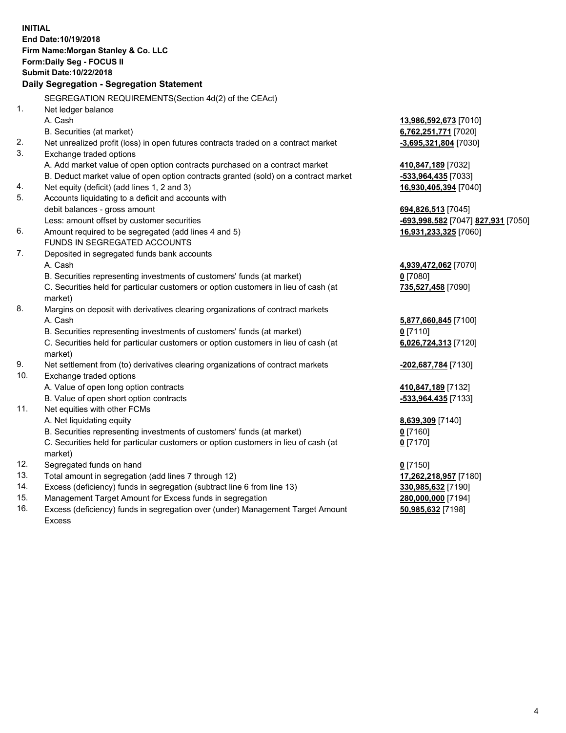**INITIAL**
**End Date:10/19/2018**
**Firm Name:Morgan Stanley & Co. LLC**
**Form:Daily Seg - FOCUS II**
**Submit Date:10/22/2018**

**Daily Segregation - Segregation Statement**

| | | |
|---|---|---|
| | SEGREGATION REQUIREMENTS(Section 4d(2) of the CEAct) | |
| 1. | Net ledger balance | |
| | A. Cash | **13,986,592,673** [7010] |
| | B. Securities (at market) | **6,762,251,771** [7020] |
| 2. | Net unrealized profit (loss) in open futures contracts traded on a contract market | **-3,695,321,804** [7030] |
| 3. | Exchange traded options | |
| | A. Add market value of open option contracts purchased on a contract market | **410,847,189** [7032] |
| | B. Deduct market value of open option contracts granted (sold) on a contract market | **-533,964,435** [7033] |
| 4. | Net equity (deficit) (add lines 1, 2 and 3) | **16,930,405,394** [7040] |
| 5. | Accounts liquidating to a deficit and accounts with | |
| | debit balances - gross amount | **694,826,513** [7045] |
| | Less: amount offset by customer securities | **-693,998,582** [7047] **827,931** [7050] |
| 6. | Amount required to be segregated (add lines 4 and 5) | **16,931,233,325** [7060] |
| | FUNDS IN SEGREGATED ACCOUNTS | |
| 7. | Deposited in segregated funds bank accounts | |
| | A. Cash | **4,939,472,062** [7070] |
| | B. Securities representing investments of customers' funds (at market) | **0** [7080] |
| | C. Securities held for particular customers or option customers in lieu of cash (at market) | **735,527,458** [7090] |
| 8. | Margins on deposit with derivatives clearing organizations of contract markets | |
| | A. Cash | **5,877,660,845** [7100] |
| | B. Securities representing investments of customers' funds (at market) | **0** [7110] |
| | C. Securities held for particular customers or option customers in lieu of cash (at market) | **6,026,724,313** [7120] |
| 9. | Net settlement from (to) derivatives clearing organizations of contract markets | **-202,687,784** [7130] |
| 10. | Exchange traded options | |
| | A. Value of open long option contracts | **410,847,189** [7132] |
| | B. Value of open short option contracts | **-533,964,435** [7133] |
| 11. | Net equities with other FCMs | |
| | A. Net liquidating equity | **8,639,309** [7140] |
| | B. Securities representing investments of customers' funds (at market) | **0** [7160] |
| | C. Securities held for particular customers or option customers in lieu of cash (at market) | **0** [7170] |
| 12. | Segregated funds on hand | **0** [7150] |
| 13. | Total amount in segregation (add lines 7 through 12) | **17,262,218,957** [7180] |
| 14. | Excess (deficiency) funds in segregation (subtract line 6 from line 13) | **330,985,632** [7190] |
| 15. | Management Target Amount for Excess funds in segregation | **280,000,000** [7194] |
| 16. | Excess (deficiency) funds in segregation over (under) Management Target Amount Excess | **50,985,632** [7198] |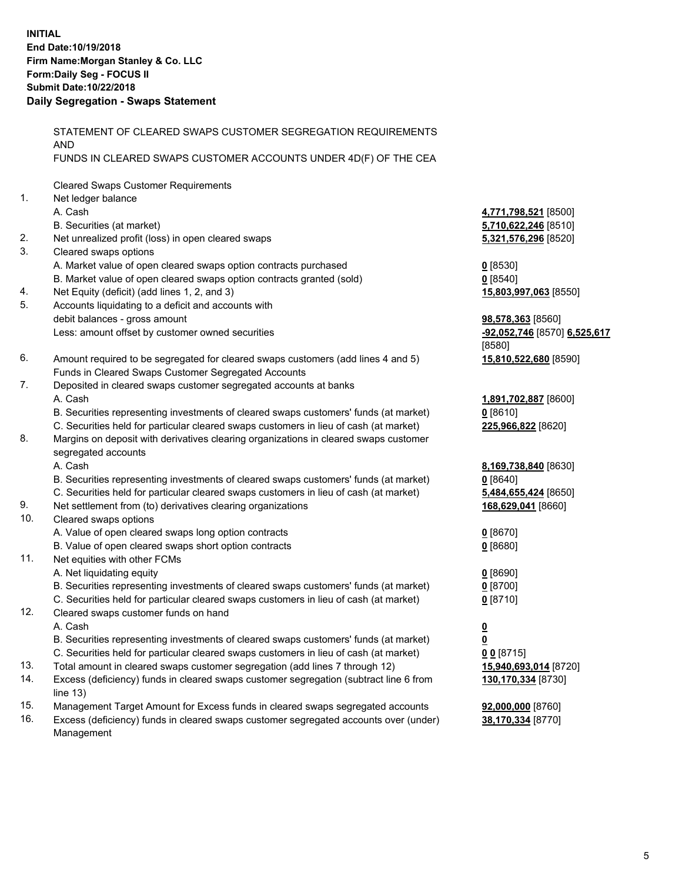**INITIAL**
**End Date:10/19/2018**
**Firm Name:Morgan Stanley & Co. LLC**
**Form:Daily Seg - FOCUS II**
**Submit Date:10/22/2018**
**Daily Segregation - Swaps Statement**

STATEMENT OF CLEARED SWAPS CUSTOMER SEGREGATION REQUIREMENTS AND FUNDS IN CLEARED SWAPS CUSTOMER ACCOUNTS UNDER 4D(F) OF THE CEA

| | | |
|---|---|---|
| | Cleared Swaps Customer Requirements | |
| 1. | Net ledger balance | |
| | A. Cash | **4,771,798,521** [8500] |
| | B. Securities (at market) | **5,710,622,246** [8510] |
| 2. | Net unrealized profit (loss) in open cleared swaps | **5,321,576,296** [8520] |
| 3. | Cleared swaps options | |
| | A. Market value of open cleared swaps option contracts purchased | **0** [8530] |
| | B. Market value of open cleared swaps option contracts granted (sold) | **0** [8540] |
| 4. | Net Equity (deficit) (add lines 1, 2, and 3) | **15,803,997,063** [8550] |
| 5. | Accounts liquidating to a deficit and accounts with debit balances - gross amount | **98,578,363** [8560] |
| | Less: amount offset by customer owned securities | **-92,052,746** [8570] **6,525,617** [8580] |
| 6. | Amount required to be segregated for cleared swaps customers (add lines 4 and 5) | **15,810,522,680** [8590] |
| | Funds in Cleared Swaps Customer Segregated Accounts | |
| 7. | Deposited in cleared swaps customer segregated accounts at banks | |
| | A. Cash | **1,891,702,887** [8600] |
| | B. Securities representing investments of cleared swaps customers' funds (at market) | **0** [8610] |
| | C. Securities held for particular cleared swaps customers in lieu of cash (at market) | **225,966,822** [8620] |
| 8. | Margins on deposit with derivatives clearing organizations in cleared swaps customer segregated accounts | |
| | A. Cash | **8,169,738,840** [8630] |
| | B. Securities representing investments of cleared swaps customers' funds (at market) | **0** [8640] |
| | C. Securities held for particular cleared swaps customers in lieu of cash (at market) | **5,484,655,424** [8650] |
| 9. | Net settlement from (to) derivatives clearing organizations | **168,629,041** [8660] |
| 10. | Cleared swaps options | |
| | A. Value of open cleared swaps long option contracts | **0** [8670] |
| | B. Value of open cleared swaps short option contracts | **0** [8680] |
| 11. | Net equities with other FCMs | |
| | A. Net liquidating equity | **0** [8690] |
| | B. Securities representing investments of cleared swaps customers' funds (at market) | **0** [8700] |
| | C. Securities held for particular cleared swaps customers in lieu of cash (at market) | **0** [8710] |
| 12. | Cleared swaps customer funds on hand | |
| | A. Cash | **0** |
| | B. Securities representing investments of cleared swaps customers' funds (at market) | **0** |
| | C. Securities held for particular cleared swaps customers in lieu of cash (at market) | **0** **0** [8715] |
| 13. | Total amount in cleared swaps customer segregation (add lines 7 through 12) | **15,940,693,014** [8720] |
| 14. | Excess (deficiency) funds in cleared swaps customer segregation (subtract line 6 from line 13) | **130,170,334** [8730] |
| 15. | Management Target Amount for Excess funds in cleared swaps segregated accounts | **92,000,000** [8760] |
| 16. | Excess (deficiency) funds in cleared swaps customer segregated accounts over (under) Management | **38,170,334** [8770] |